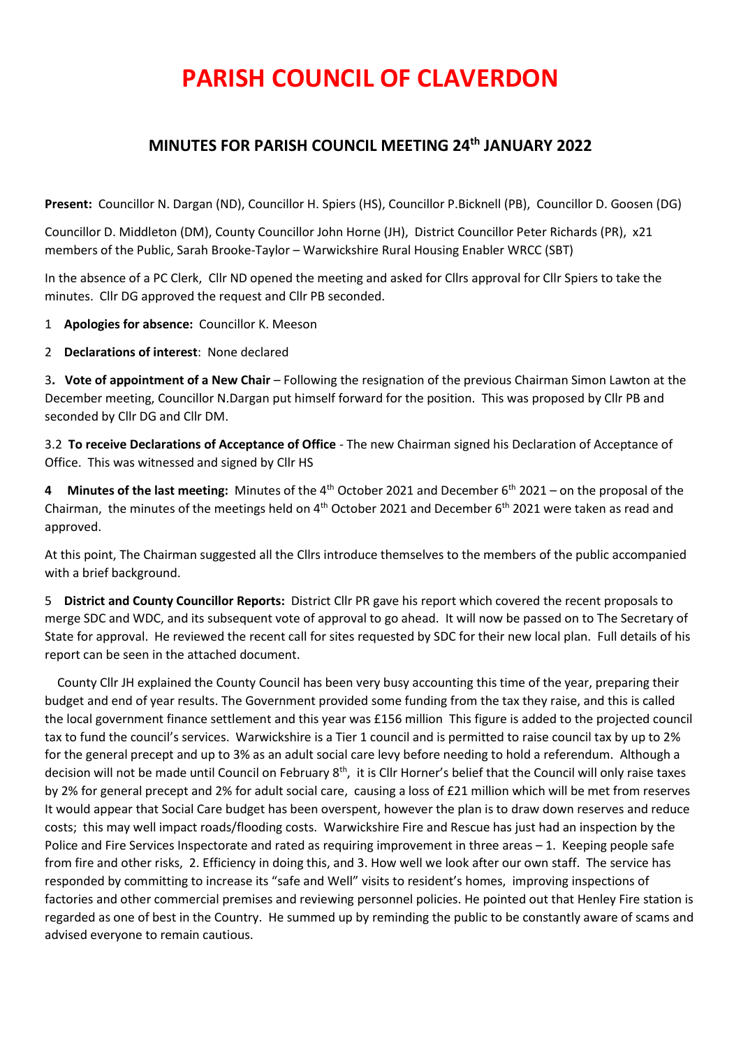# PARISH COUNCIL OF CLAVERDON

## MINUTES FOR PARISH COUNCIL MEETING 24th JANUARY 2022

**Present:** Councillor N. Dargan (ND), Councillor H. Spiers (HS), Councillor P.Bicknell (PB), Councillor D. Goosen (DG)

Councillor D. Middleton (DM), County Councillor John Horne (JH), District Councillor Peter Richards (PR), x21 members of the Public, Sarah Brooke-Taylor – Warwickshire Rural Housing Enabler WRCC (SBT)

In the absence of a PC Clerk, Cllr ND opened the meeting and asked for Cllrs approval for Cllr Spiers to take the minutes. Cllr DG approved the request and Cllr PB seconded.

1 **Apologies for absence:** Councillor K. Meeson

2 **Declarations of interest**: None declared

3**. Vote of appointment of a New Chair** – Following the resignation of the previous Chairman Simon Lawton at the December meeting, Councillor N.Dargan put himself forward for the position. This was proposed by Cllr PB and seconded by Cllr DG and Cllr DM.

3.2 **To receive Declarations of Acceptance of Office** - The new Chairman signed his Declaration of Acceptance of Office. This was witnessed and signed by Cllr HS

**4 Minutes of the last meeting:** Minutes of the 4th October 2021 and December 6th 2021 – on the proposal of the Chairman, the minutes of the meetings held on 4th October 2021 and December 6th 2021 were taken as read and approved.

At this point, The Chairman suggested all the Cllrs introduce themselves to the members of the public accompanied with a brief background.

5 **District and County Councillor Reports:** District Cllr PR gave his report which covered the recent proposals to merge SDC and WDC, and its subsequent vote of approval to go ahead. It will now be passed on to The Secretary of State for approval. He reviewed the recent call for sites requested by SDC for their new local plan. Full details of his report can be seen in the attached document.

County Cllr JH explained the County Council has been very busy accounting this time of the year, preparing their budget and end of year results. The Government provided some funding from the tax they raise, and this is called the local government finance settlement and this year was £156 million This figure is added to the projected council tax to fund the council's services. Warwickshire is a Tier 1 council and is permitted to raise council tax by up to 2% for the general precept and up to 3% as an adult social care levy before needing to hold a referendum. Although a decision will not be made until Council on February 8th, it is Cllr Horner's belief that the Council will only raise taxes by 2% for general precept and 2% for adult social care, causing a loss of £21 million which will be met from reserves It would appear that Social Care budget has been overspent, however the plan is to draw down reserves and reduce costs; this may well impact roads/flooding costs. Warwickshire Fire and Rescue has just had an inspection by the Police and Fire Services Inspectorate and rated as requiring improvement in three areas – 1. Keeping people safe from fire and other risks, 2. Efficiency in doing this, and 3. How well we look after our own staff. The service has responded by committing to increase its "safe and Well" visits to resident's homes, improving inspections of factories and other commercial premises and reviewing personnel policies. He pointed out that Henley Fire station is regarded as one of best in the Country. He summed up by reminding the public to be constantly aware of scams and advised everyone to remain cautious.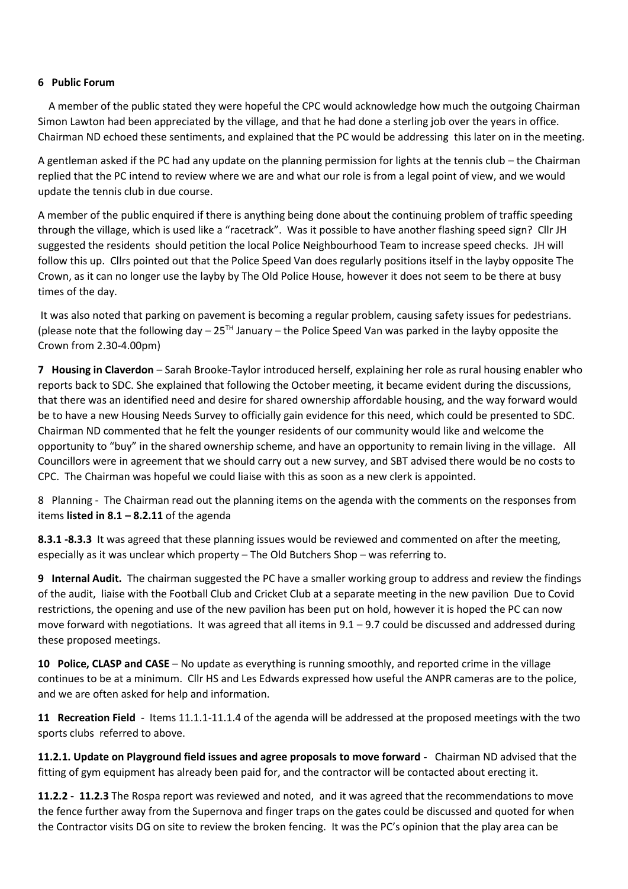**6 Public Forum**

A member of the public stated they were hopeful the CPC would acknowledge how much the outgoing Chairman Simon Lawton had been appreciated by the village, and that he had done a sterling job over the years in office. Chairman ND echoed these sentiments, and explained that the PC would be addressing this later on in the meeting.

A gentleman asked if the PC had any update on the planning permission for lights at the tennis club – the Chairman replied that the PC intend to review where we are and what our role is from a legal point of view, and we would update the tennis club in due course.

A member of the public enquired if there is anything being done about the continuing problem of traffic speeding through the village, which is used like a "racetrack". Was it possible to have another flashing speed sign? Cllr JH suggested the residents should petition the local Police Neighbourhood Team to increase speed checks. JH will follow this up. Cllrs pointed out that the Police Speed Van does regularly positions itself in the layby opposite The Crown, as it can no longer use the layby by The Old Police House, however it does not seem to be there at busy times of the day.

It was also noted that parking on pavement is becoming a regular problem, causing safety issues for pedestrians. (please note that the following day – 25TH January – the Police Speed Van was parked in the layby opposite the Crown from 2.30-4.00pm)

**7 Housing in Claverdon** – Sarah Brooke-Taylor introduced herself, explaining her role as rural housing enabler who reports back to SDC. She explained that following the October meeting, it became evident during the discussions, that there was an identified need and desire for shared ownership affordable housing, and the way forward would be to have a new Housing Needs Survey to officially gain evidence for this need, which could be presented to SDC. Chairman ND commented that he felt the younger residents of our community would like and welcome the opportunity to "buy" in the shared ownership scheme, and have an opportunity to remain living in the village. All Councillors were in agreement that we should carry out a new survey, and SBT advised there would be no costs to CPC. The Chairman was hopeful we could liaise with this as soon as a new clerk is appointed.

8 Planning - The Chairman read out the planning items on the agenda with the comments on the responses from items **listed in 8.1 – 8.2.11** of the agenda

**8.3.1 -8.3.3** It was agreed that these planning issues would be reviewed and commented on after the meeting, especially as it was unclear which property – The Old Butchers Shop – was referring to.

**9 Internal Audit.** The chairman suggested the PC have a smaller working group to address and review the findings of the audit, liaise with the Football Club and Cricket Club at a separate meeting in the new pavilion Due to Covid restrictions, the opening and use of the new pavilion has been put on hold, however it is hoped the PC can now move forward with negotiations. It was agreed that all items in 9.1 – 9.7 could be discussed and addressed during these proposed meetings.

**10 Police, CLASP and CASE** – No update as everything is running smoothly, and reported crime in the village continues to be at a minimum. Cllr HS and Les Edwards expressed how useful the ANPR cameras are to the police, and we are often asked for help and information.

**11 Recreation Field** - Items 11.1.1-11.1.4 of the agenda will be addressed at the proposed meetings with the two sports clubs referred to above.

**11.2.1. Update on Playground field issues and agree proposals to move forward -** Chairman ND advised that the fitting of gym equipment has already been paid for, and the contractor will be contacted about erecting it.

**11.2.2 - 11.2.3** The Rospa report was reviewed and noted, and it was agreed that the recommendations to move the fence further away from the Supernova and finger traps on the gates could be discussed and quoted for when the Contractor visits DG on site to review the broken fencing. It was the PC's opinion that the play area can be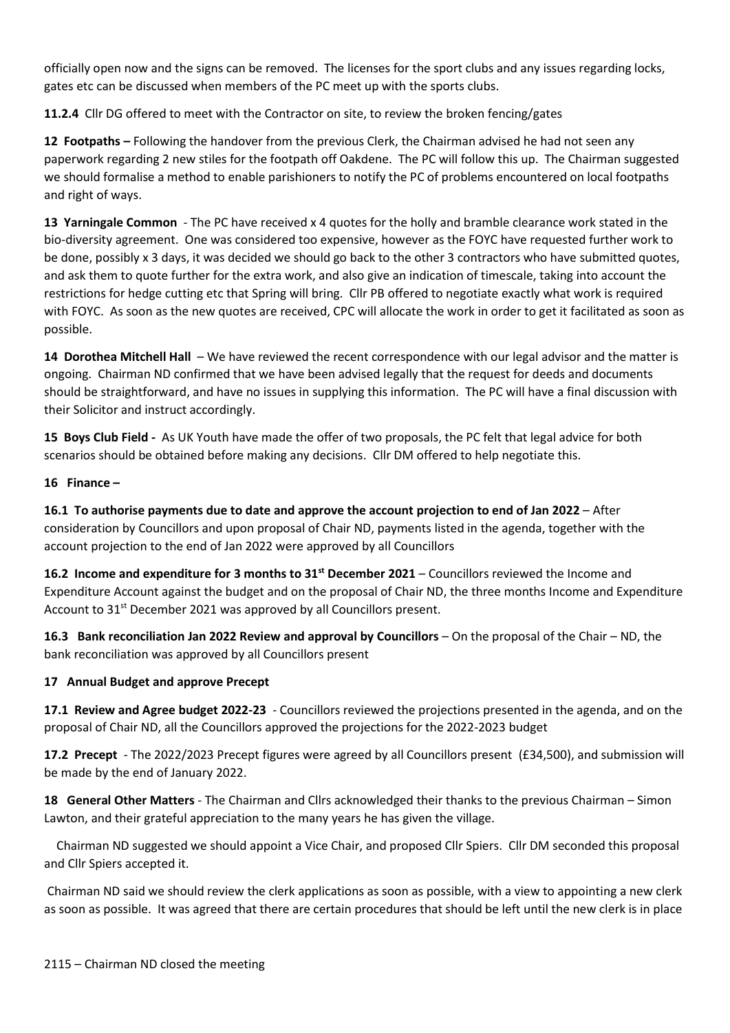officially open now and the signs can be removed. The licenses for the sport clubs and any issues regarding locks, gates etc can be discussed when members of the PC meet up with the sports clubs.

**11.2.4** Cllr DG offered to meet with the Contractor on site, to review the broken fencing/gates

**12 Footpaths –** Following the handover from the previous Clerk, the Chairman advised he had not seen any paperwork regarding 2 new stiles for the footpath off Oakdene. The PC will follow this up. The Chairman suggested we should formalise a method to enable parishioners to notify the PC of problems encountered on local footpaths and right of ways.

**13 Yarningale Common** - The PC have received x 4 quotes for the holly and bramble clearance work stated in the bio-diversity agreement. One was considered too expensive, however as the FOYC have requested further work to be done, possibly x 3 days, it was decided we should go back to the other 3 contractors who have submitted quotes, and ask them to quote further for the extra work, and also give an indication of timescale, taking into account the restrictions for hedge cutting etc that Spring will bring. Cllr PB offered to negotiate exactly what work is required with FOYC. As soon as the new quotes are received, CPC will allocate the work in order to get it facilitated as soon as possible.

**14 Dorothea Mitchell Hall** – We have reviewed the recent correspondence with our legal advisor and the matter is ongoing. Chairman ND confirmed that we have been advised legally that the request for deeds and documents should be straightforward, and have no issues in supplying this information. The PC will have a final discussion with their Solicitor and instruct accordingly.

**15 Boys Club Field -** As UK Youth have made the offer of two proposals, the PC felt that legal advice for both scenarios should be obtained before making any decisions. Cllr DM offered to help negotiate this.

**16 Finance –**

**16.1 To authorise payments due to date and approve the account projection to end of Jan 2022** – After consideration by Councillors and upon proposal of Chair ND, payments listed in the agenda, together with the account projection to the end of Jan 2022 were approved by all Councillors

**16.2 Income and expenditure for 3 months to 31st December 2021** – Councillors reviewed the Income and Expenditure Account against the budget and on the proposal of Chair ND, the three months Income and Expenditure Account to 31st December 2021 was approved by all Councillors present.

**16.3 Bank reconciliation Jan 2022 Review and approval by Councillors** – On the proposal of the Chair – ND, the bank reconciliation was approved by all Councillors present

**17 Annual Budget and approve Precept**

**17.1 Review and Agree budget 2022-23** - Councillors reviewed the projections presented in the agenda, and on the proposal of Chair ND, all the Councillors approved the projections for the 2022-2023 budget

**17.2 Precept** - The 2022/2023 Precept figures were agreed by all Councillors present (£34,500), and submission will be made by the end of January 2022.

**18 General Other Matters** - The Chairman and Cllrs acknowledged their thanks to the previous Chairman – Simon Lawton, and their grateful appreciation to the many years he has given the village.

Chairman ND suggested we should appoint a Vice Chair, and proposed Cllr Spiers. Cllr DM seconded this proposal and Cllr Spiers accepted it.

Chairman ND said we should review the clerk applications as soon as possible, with a view to appointing a new clerk as soon as possible. It was agreed that there are certain procedures that should be left until the new clerk is in place

2115 – Chairman ND closed the meeting